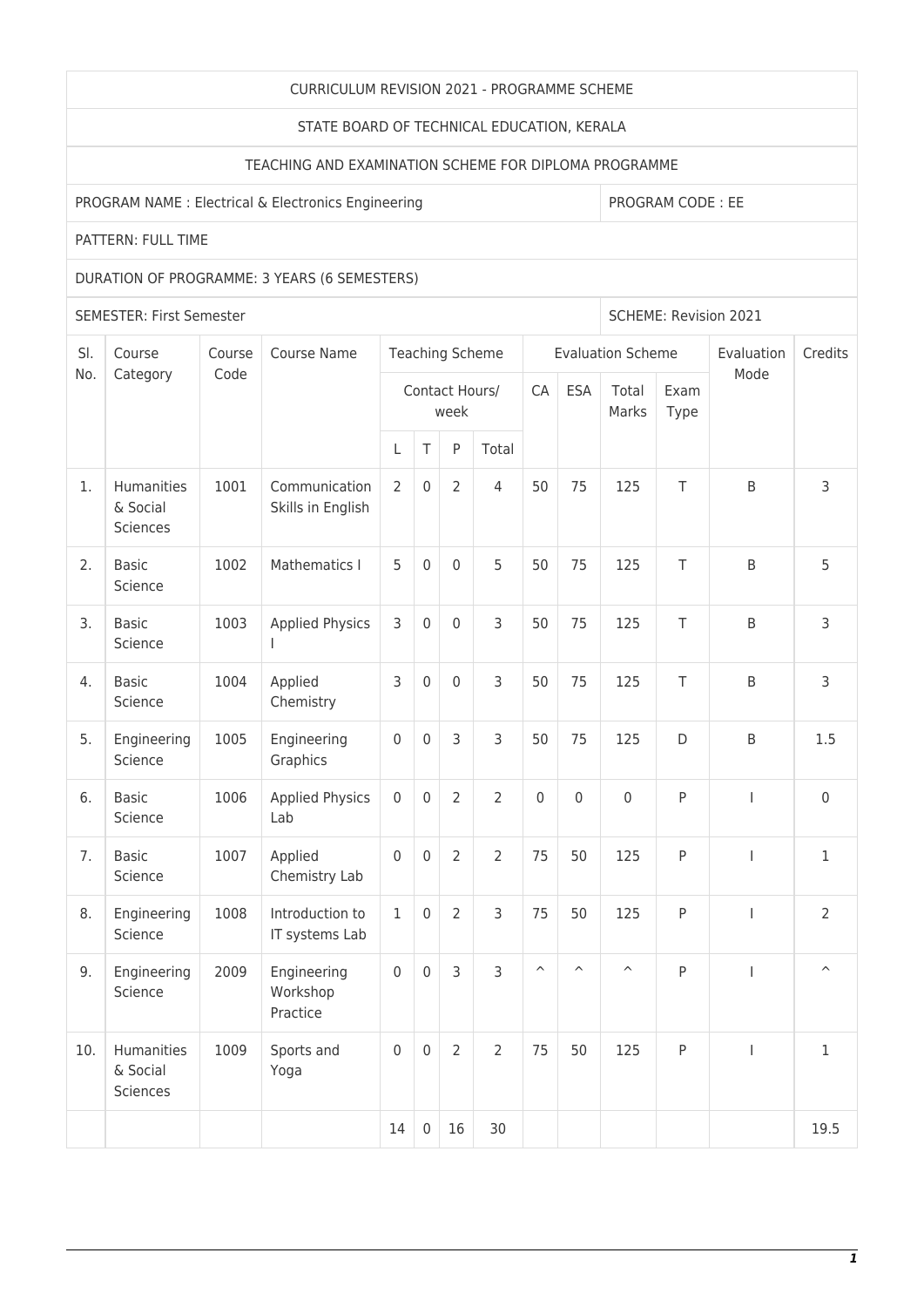| CURRICULUM REVISION 2021 - PROGRAMME SCHEME | | | | | | | | | | | | | | |
|---|---|---|---|---|---|---|---|---|---|---|---|---|---|---|
| STATE BOARD OF TECHNICAL EDUCATION, KERALA | | | | | | | | | | | | | | |
| TEACHING AND EXAMINATION SCHEME FOR DIPLOMA PROGRAMME | | | | | | | | | | | | | | |
| PROGRAM NAME : Electrical & Electronics Engineering | | | | | | | | | | | PROGRAM CODE : EE | | | |
| PATTERN: FULL TIME | | | | | | | | | | | | | | |
| DURATION OF PROGRAMME: 3 YEARS (6 SEMESTERS) | | | | | | | | | | | | | | |
| SEMESTER: First Semester | | | | | | | | | | | SCHEME: Revision 2021 | | | |
| Sl. No. | Course Category | Course Code | Course Name | Teaching Scheme | | | | Evaluation Scheme | | | | Evaluation Mode | Credits | |
| | | | | Contact Hours/ week | | | | CA | ESA | Total Marks | Exam Type | | | |
| | | | | L | T | P | Total | | | | | | | |
| 1. | Humanities & Social Sciences | 1001 | Communication Skills in English | 2 | 0 | 2 | 4 | 50 | 75 | 125 | T | B | 3 | |
| 2. | Basic Science | 1002 | Mathematics I | 5 | 0 | 0 | 5 | 50 | 75 | 125 | T | B | 5 | |
| 3. | Basic Science | 1003 | Applied Physics I | 3 | 0 | 0 | 3 | 50 | 75 | 125 | T | B | 3 | |
| 4. | Basic Science | 1004 | Applied Chemistry | 3 | 0 | 0 | 3 | 50 | 75 | 125 | T | B | 3 | |
| 5. | Engineering Science | 1005 | Engineering Graphics | 0 | 0 | 3 | 3 | 50 | 75 | 125 | D | B | 1.5 | |
| 6. | Basic Science | 1006 | Applied Physics Lab | 0 | 0 | 2 | 2 | 0 | 0 | 0 | P | I | 0 | |
| 7. | Basic Science | 1007 | Applied Chemistry Lab | 0 | 0 | 2 | 2 | 75 | 50 | 125 | P | I | 1 | |
| 8. | Engineering Science | 1008 | Introduction to IT systems Lab | 1 | 0 | 2 | 3 | 75 | 50 | 125 | P | I | 2 | |
| 9. | Engineering Science | 2009 | Engineering Workshop Practice | 0 | 0 | 3 | 3 | ^ | ^ | ^ | P | I | ^ | |
| 10. | Humanities & Social Sciences | 1009 | Sports and Yoga | 0 | 0 | 2 | 2 | 75 | 50 | 125 | P | I | 1 | |
| | | | | 14 | 0 | 16 | 30 | | | | | | 19.5 | |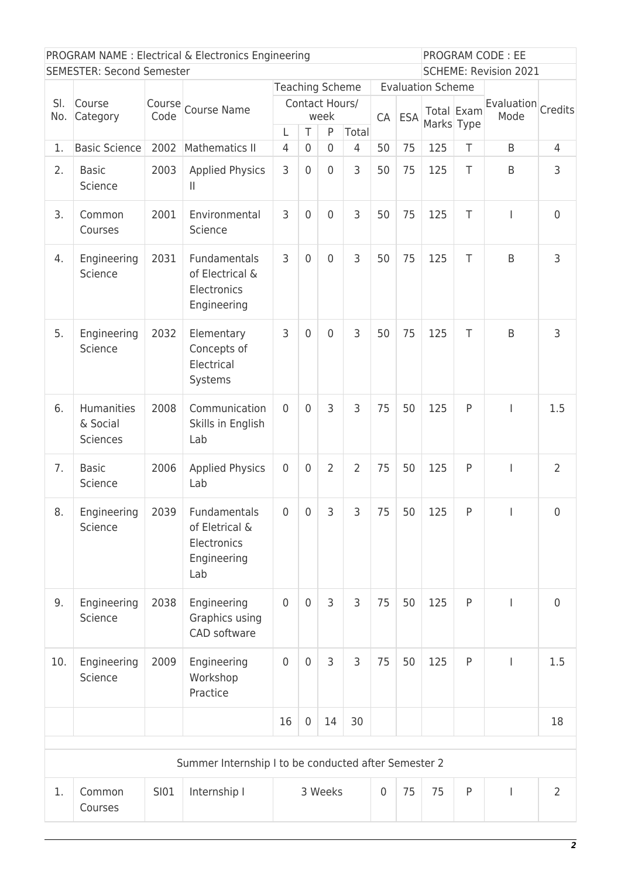| PROGRAM NAME : Electrical & Electronics Engineering | | | | | | | | | | | | | PROGRAM CODE : EE | |
|---|---|---|---|---|---|---|---|---|---|---|---|---|---|---|
| SEMESTER: Second Semester | | | | | | | | | | | | | SCHEME: Revision 2021 | |
| Sl. No. | Course Category | Course Code | Course Name | Teaching Scheme | | | | Evaluation Scheme | | | | | Evaluation Mode | Credits |
| | | | | Contact Hours/ week | | | | CA | ESA | Total Marks | Exam Type | | | |
| | | | | L | T | P | Total | | | | | | | |
| 1. | Basic Science | 2002 | Mathematics II | 4 | 0 | 0 | 4 | 50 | 75 | 125 | T | | B | 4 |
| 2. | Basic Science | 2003 | Applied Physics II | 3 | 0 | 0 | 3 | 50 | 75 | 125 | T | | B | 3 |
| 3. | Common Courses | 2001 | Environmental Science | 3 | 0 | 0 | 3 | 50 | 75 | 125 | T | | I | 0 |
| 4. | Engineering Science | 2031 | Fundamentals of Electrical & Electronics Engineering | 3 | 0 | 0 | 3 | 50 | 75 | 125 | T | | B | 3 |
| 5. | Engineering Science | 2032 | Elementary Concepts of Electrical Systems | 3 | 0 | 0 | 3 | 50 | 75 | 125 | T | | B | 3 |
| 6. | Humanities & Social Sciences | 2008 | Communication Skills in English Lab | 0 | 0 | 3 | 3 | 75 | 50 | 125 | P | | I | 1.5 |
| 7. | Basic Science | 2006 | Applied Physics Lab | 0 | 0 | 2 | 2 | 75 | 50 | 125 | P | | I | 2 |
| 8. | Engineering Science | 2039 | Fundamentals of Eletrical & Electronics Engineering Lab | 0 | 0 | 3 | 3 | 75 | 50 | 125 | P | | I | 0 |
| 9. | Engineering Science | 2038 | Engineering Graphics using CAD software | 0 | 0 | 3 | 3 | 75 | 50 | 125 | P | | I | 0 |
| 10. | Engineering Science | 2009 | Engineering Workshop Practice | 0 | 0 | 3 | 3 | 75 | 50 | 125 | P | | I | 1.5 |
| | | | | 16 | 0 | 14 | 30 | | | | | | | 18 |
| Summer Internship I to be conducted after Semester 2 | | | | | | | | | | | | | | |
| 1. | Common Courses | SI01 | Internship I | 3 Weeks | | | | 0 | 75 | 75 | P | | I | 2 |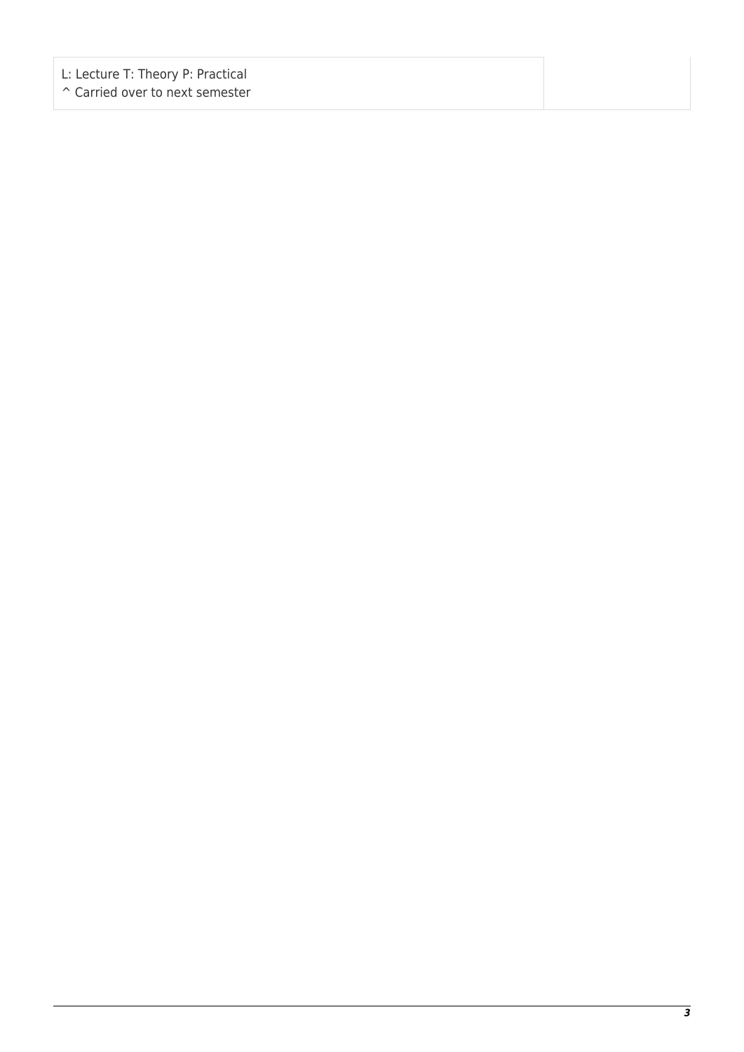| | |
|---|---|
| L: Lecture T: Theory P: Practical<br>^ Carried over to next semester | |